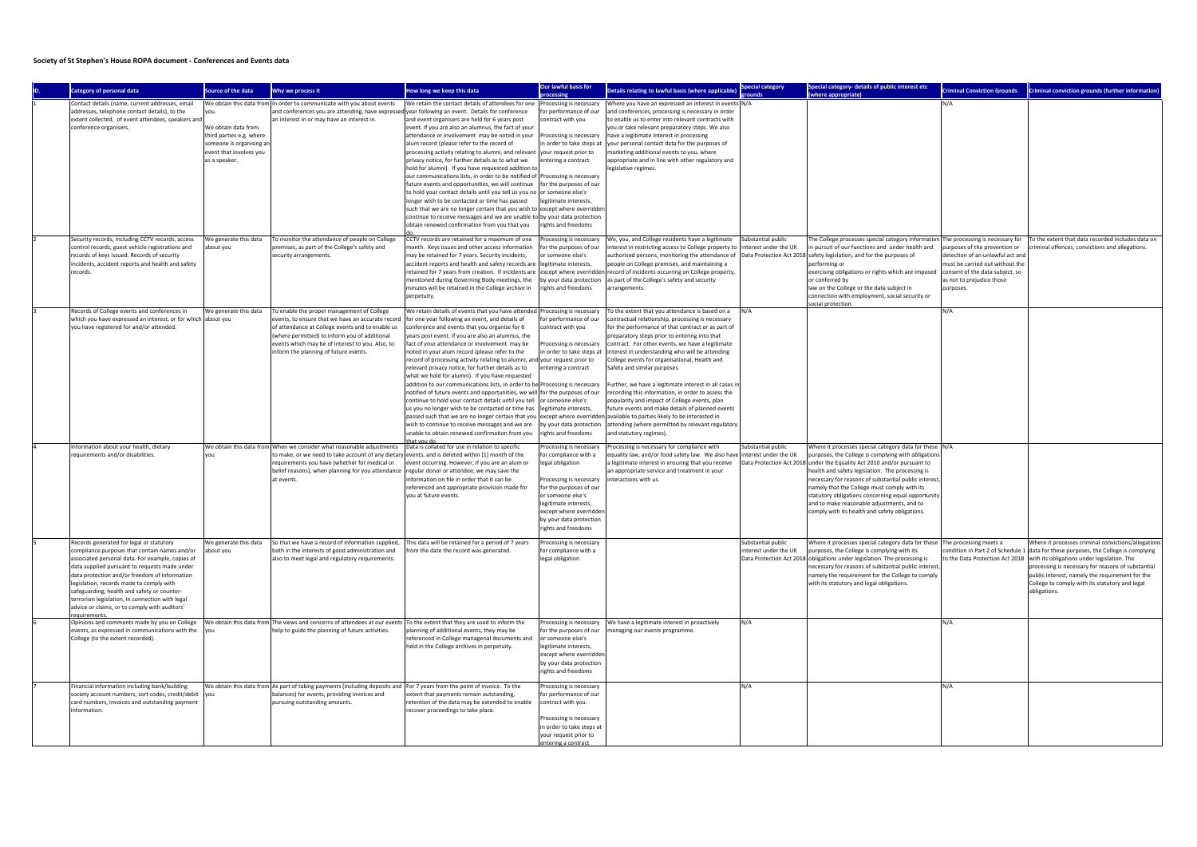**Society of St Stephen's House ROPA document - Conferences and Events data**

| ID. | Category of personal data | Source of the data | Why we process it | How long we keep this data | Our lawful basis for processing | Details relating to lawful basis (where applicable) | Special category grounds | Special category- details of public interest etc (where appropriate) | Criminal Conviction Grounds | Criminal conviction grounds (further information) |
|---|---|---|---|---|---|---|---|---|---|---|
| 1 | Contact details (name, current addresses, email addresses, telephone contact details), to the extent collected, of event attendees, speakers and conference organisers. | We obtain this data from you.<br><br>We obtain data from third parties e.g. where someone is organising an event that involves you as a speaker. | In order to communicate with you about events and conferences you are attending, have expressed an interest in or may have an interest in. | We retain the contact details of attendees for one year following an event. Details for conference and event organisers are held for 6 years post event. If you are also an alumnus, the fact of your attendance or involvement may be noted in your alum record (please refer to the record of processing activity relating to alumni, and relevant privacy notice, for further details as to what we hold for alumni). If you have requested addition to our communications lists, in order to be notified of future events and opportunities, we will continue to hold your contact details until you tell us you no longer wish to be contacted or time has passed such that we are no longer certain that you wish to continue to receive messages and we are unable to obtain renewed confirmation from you that you do. | Processing is necessary for performance of our contract with you<br><br>Processing is necessary in order to take steps at your request prior to entering a contract<br><br>Processing is necessary for the purposes of our or someone else's legitimate interests, except where overridden by your data protection rights and freedoms | Where you have an expressed an interest in events and conferences, processing is necessary in order to enable us to enter into relevant contracts with you or take relevant preparatory steps. We also have a legitimate interest in processing your personal contact data for the purposes of marketing additional events to you, where appropriate and in line with other regulatory and legislative regimes. | N/A | | N/A | |
| 2 | Security records, including CCTV records, access control records, guest vehicle registrations and records of keys issued. Records of security incidents, accident reports and health and safety records. | We generate this data about you | To monitor the attendance of people on College premises, as part of the College's safety and security arrangements. | CCTV records are retained for a maximum of one month. Keys issues and other access information may be retained for 7 years. Security incidents, accident reports and health and safety records are retained for 7 years from creation. If incidents are mentioned during Governing Body meetings, the minutes will be retained in the College archive in perpetuity. | Processing is necessary for the purposes of our or someone else's legitimate interests, except where overridden by your data protection rights and freedoms | We, you, and College residents have a legitimate interest in restricting access to College property to authorised persons, monitoring the attendance of people on College premises, and maintaining a record of incidents occurring on College property, as part of the College's safety and security arrangements. | Substantial public interest under the UK Data Protection Act 2018 | The College processes special category information in pursuit of our functions and under health and safety legislation, and for the purposes of performing or exercising obligations or rights which are imposed or conferred by law on the College or the data subject in connection with employment, social security or social protection. | The processing is necessary for purposes of the prevention or detection of an unlawful act and must be carried out without the consent of the data subject, so as not to prejudice those purposes. | To the extent that data recorded includes data on criminal offences, convictions and allegations. |
| 3 | Records of College events and conferences in which you have expressed an interest, or for which you have registered for and/or attended. | We generate this data about you | To enable the proper management of College events, to ensure that we have an accurate record of attendance at College events and to enable us (where permitted) to inform you of additional events which may be of interest to you. Also, to inform the planning of future events. | We retain details of events that you have attended for one year following an event, and details of conference and events that you organise for 6 years post event. If you are also an alumnus, the fact of your attendance or involvement may be noted in your alum record (please refer to the record of processing activity relating to alumni, and your relevant privacy notice, for further details as to what we hold for alumni). If you have requested addition to our communications lists, in order to be notified of future events and opportunities, we will continue to hold your contact details until you tell us you no longer wish to be contacted or time has passed such that we are no longer certain that you wish to continue to receive messages and we are unable to obtain renewed confirmation from you that you do. | Processing is necessary for performance of our contract with you<br><br>Processing is necessary in order to take steps at your request prior to entering a contract<br><br>Processing is necessary for the purposes of our or someone else's legitimate interests, except where overridden by your data protection rights and freedoms | To the extent that you attendance is based on a contractual relationship, processing is necessary for the performance of that contract or as part of preparatory steps prior to entering into that contract. For other events, we have a legitimate interest in understanding who will be attending College events for organisational, Health and Safety and similar purposes.<br><br>Further, we have a legitimate interest in all cases in recording this information, in order to assess the popularity and impact of College events, plan future events and make details of planned events available to parties likely to be interested in attending (where permitted by relevant regulatory and statutory regimes). | N/A | | N/A | |
| 4 | Information about your health, dietary requirements and/or disabilities. | We obtain this data from you | When we consider what reasonable adjustments to make, or we need to take account of any dietary requirements you have (whether for medical or belief reasons), when planning for you attendance at events. | Data is collated for use in relation to specific events, and is deleted within [1] month of the event occurring. However, if you are an alum or regular donor or attendee, we may save the information on file in order that it can be referenced and appropriate provision made for you at future events. | Processing is necessary for compliance with a legal obligation<br><br>Processing is necessary for the purposes of our or someone else's legitimate interests, except where overridden by your data protection rights and freedoms | Processing is necessary for compliance with equality law, and/or food safety law. We also have a legitimate interest in ensuring that you receive an appropriate service and treatment in your interactions with us. | Substantial public interest under the UK Data Protection Act 2018 | Where it processes special category data for these purposes, the College is complying with obligations under the Equality Act 2010 and/or pursuant to health and safety legislation. The processing is necessary for reasons of substantial public interest, namely that the College must comply with its statutory obligations concerning equal opportunity and to make reasonable adjustments, and to comply with its health and safety obligations. | N/A | |
| 5 | Records generated for legal or statutory compliance purposes that contain names and/or associated personal data. For example, copies of data supplied pursuant to requests made under data protection and/or freedom of information legislation, records made to comply with safeguarding, health and safety or counter-terrorism legislation, in connection with legal advice or claims, or to comply with auditors' requirements. | We generate this data about you | So that we have a record of information supplied, both in the interests of good administration and also to meet legal and regulatory requirements. | This data will be retained for a period of 7 years from the date the record was generated. | Processing is necessary for compliance with a legal obligation | | Substantial public interest under the UK Data Protection Act 2018 | Where it processes special category data for these purposes, the College is complying with its obligations under legislation. The processing is necessary for reasons of substantial public interest, namely the requirement for the College to comply with its statutory and legal obligations. | The processing meets a condition in Part 2 of Schedule 1 to the Data Protection Act 2018 | Where it processes criminal convictions/allegations data for these purposes, the College is complying with its obligations under legislation. The processing is necessary for reasons of substantial public interest, namely the requirement for the College to comply with its statutory and legal obligations. |
| 6 | Opinions and comments made by you on College events, as expressed in communications with the College (to the extent recorded). | We obtain this data from you | The views and concerns of attendees at our events help to guide the planning of future activities. | To the extent that they are used to inform the planning of additional events, they may be referenced in College managerial documents and held in the College archives in perpetuity. | Processing is necessary for the purposes of our or someone else's legitimate interests, except where overridden by your data protection rights and freedoms | We have a legitimate interest in proactively managing our events programme. | N/A | | N/A | |
| 7 | Financial information including bank/building society account numbers, sort codes, credit/debit card numbers, invoices and outstanding payment information. | We obtain this data from you | As part of taking payments (including deposits and balances) for events, providing invoices and pursuing outstanding amounts. | For 7 years from the point of invoice. To the extent that payments remain outstanding, retention of the data may be extended to enable recover proceedings to take place. | Processing is necessary for performance of our contract with you.<br><br>Processing is necessary in order to take steps at your request prior to entering a contract | | N/A | | N/A | |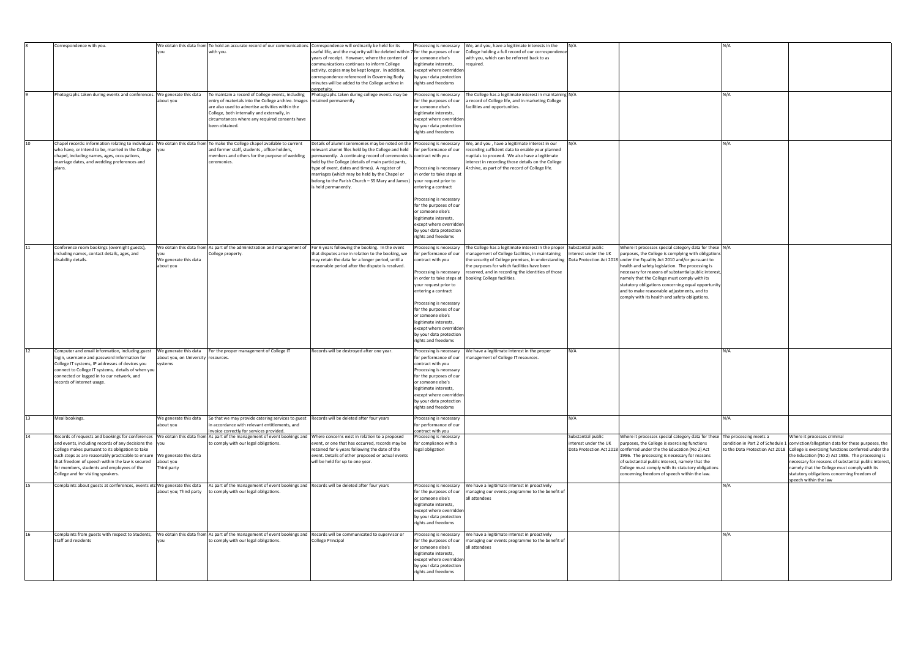| 8 | Correspondence with you. | We obtain this data from you | To hold an accurate record of our communications with you. | Correspondence will ordinarily be held for its useful life, and the majority will be deleted within 7 years of receipt. However, where the content of communications continues to inform College activity, copies may be kept longer. In addition, correspondence referenced in Governing Body minutes will be added to the College archive in perpetuity. | Processing is necessary for the purposes of our or someone else's legitimate interests, except where overridden by your data protection rights and freedoms | We, and you, have a legitimate interests in the College holding a full record of our correspondence with you, which can be referred back to as required. | N/A | | N/A | |
|---|---|---|---|---|---|---|---|---|---|---|
| 9 | Photographs taken during events and conferences. | We generate this data about you | To maintain a record of College events, including entry of materials into the College archive. Images are also used to advertise activities within the College, both internally and externally, in circumstances where any required consents have been obtained. | Photographs taken during college events may be retained permanently | Processing is necessary for the purposes of our or someone else's legitimate interests, except where overridden by your data protection rights and freedoms | The College has a legitimate interest in maintaining a record of College life, and in marketing College facilities and opportunities. | N/A | | N/A | |
| 10 | Chapel records: information relating to individuals who have, or intend to be, married in the College chapel, including names, ages, occupations, marriage dates, and wedding preferences and plans. | We obtain this data from you | To make the College chapel available to current and former staff, students , office-holders, members and others for the purpose of wedding ceremonies. | Details of alumni ceremonies may be noted on the relevant alumni files held by the College and held permanently. A continuing record of ceremonies is held by the College (details of main participants, type of event, dates and times). A register of marriages (which may be held by the Chapel or belong to the Parish Church – SS Mary and James) is held permanently. | Processing is necessary for performance of our contract with you<br><br>Processing is necessary in order to take steps at your request prior to entering a contract<br><br>Processing is necessary for the purposes of our or someone else's legitimate interests, except where overridden by your data protection rights and freedoms | We, and you , have a legitimate interest in our recording sufficient data to enable your planned nuptials to proceed. We also have a legitimate interest in recording those details on the College Archive, as part of the record of College life. | N/A | | N/A | |
| 11 | Conference room bookings (overnight guests), including names, contact details, ages, and disability details. | We obtain this data from you<br>We generate this data about you | As part of the administration and management of College property. | For 6 years following the booking. In the event that disputes arise in relation to the booking, we may retain the data for a longer period, until a reasonable period after the dispute is resolved. | Processing is necessary for performance of our contract with you<br><br>Processing is necessary in order to take steps at your request prior to entering a contract<br><br>Processing is necessary for the purposes of our or someone else's legitimate interests, except where overridden by your data protection rights and freedoms | The College has a legitimate interest in the proper management of College facilities, in maintaining the security of College premises, in understanding the purposes for which facilities have been reserved, and in recording the identities of those booking College facilities. | Substantial public interest under the UK Data Protection Act 2018 | Where it processes special category data for these purposes, the College is complying with obligations under the Equality Act 2010 and/or pursuant to health and safety legislation. The processing is necessary for reasons of substantial public interest, namely that the College must comply with its statutory obligations concerning equal opportunity and to make reasonable adjustments, and to comply with its health and safety obligations. | N/A | |
| 12 | Computer and email information, including guest login, username and password information for College IT systems, IP addresses of devices you connect to College IT systems, details of when you connected or logged in to our network, and records of internet usage. | We generate this data about you, on University systems | For the proper management of College IT resources. | Records will be destroyed after one year. | Processing is necessary for performance of our contract with you<br>Processing is necessary for the purposes of our or someone else's legitimate interests, except where overridden by your data protection rights and freedoms | We have a legitimate interest in the proper management of College IT resources. | N/A | | N/A | |
| 13 | Meal bookings. | We generate this data about you | So that we may provide catering services to guest in accordance with relevant entitlements, and invoice correctly for services provided. | Records will be deleted after four years | Processing is necessary for performance of our contract with you | | N/A | | N/A | |
| 14 | Records of requests and bookings for conferences and events, including records of any decisions the College makes pursuant to its obligation to take such steps as are reasonably practicable to ensure that freedom of speech within the law is secured for members, students and employees of the College and for visiting speakers. | We obtain this data from you<br>We generate this data about you<br>Third party | As part of the management of event bookings and to comply with our legal obligations. | Where concerns exist in relation to a proposed event, or one that has occurred, records may be retained for 6 years following the date of the event. Details of other proposed or actual events will be held for up to one year. | Processing is necessary for compliance with a legal obligation | | Substantial public interest under the UK Data Protection Act 2018 | Where it processes special category data for these purposes, the College is exercising functions conferred under the the Education (No 2) Act 1986. The processing is necessary for reasons of substantial public interest, namely that the College must comply with its statutory obligations concerning freedom of speech within the law. | The processing meets a condition in Part 2 of Schedule 1 to the Data Protection Act 2018 | Where it processes criminal conviction/allegation data for these purposes, the College is exercising functions conferred under the the Education (No 2) Act 1986. The processing is necessary for reasons of substantial public interest, namely that the College must comply with its statutory obligations concerning freedom of speech within the law |
| 15 | Complaints about guests at conferences, events etc | We generate this data about you; Third party | As part of the management of event bookings and to comply with our legal obligations. | Records will be deleted after four years | Processing is necessary for the purposes of our or someone else's legitimate interests, except where overridden by your data protection rights and freedoms | We have a legitimate interest in proactively managing our events programme to the benefit of all attendees | | | N/A | |
| 16 | Complaints from guests with respect to Students, Staff and residents | We obtain this data from you | As part of the management of event bookings and to comply with our legal obligations. | Records will be communicated to supervisor or College Principal | Processing is necessary for the purposes of our or someone else's legitimate interests, except where overridden by your data protection rights and freedoms | We have a legitimate interest in proactively managing our events programme to the benefit of all attendees | | | N/A | |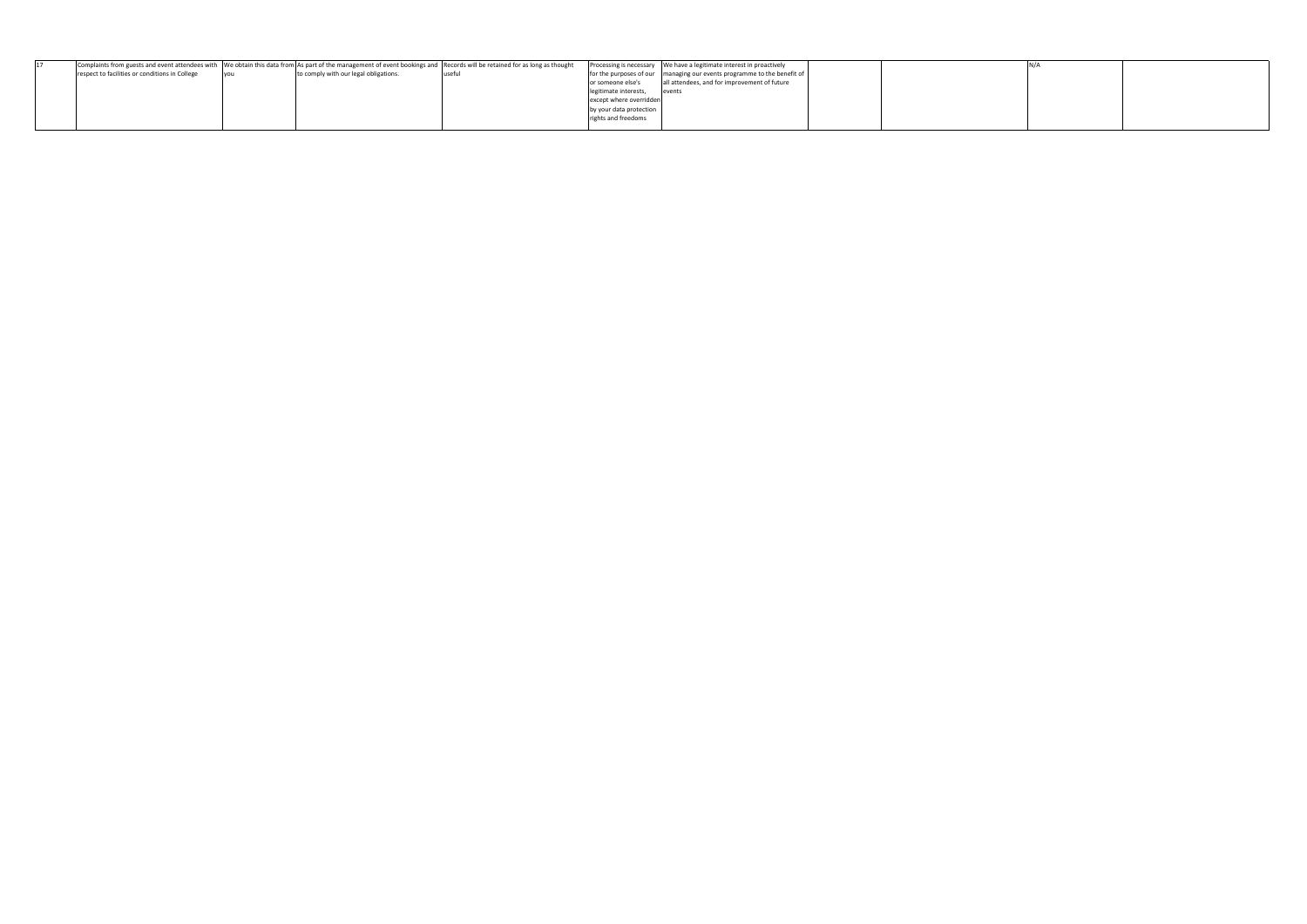| | | | | | | | | | | | |
|---|---|---|---|---|---|---|---|---|---|---|---|
| 17 | Complaints from guests and event attendees with respect to facilities or conditions in College | We obtain this data from you | As part of the management of event bookings and to comply with our legal obligations. | Records will be retained for as long as thought useful | Processing is necessary for the purposes of our or someone else's legitimate interests, except where overridden by your data protection rights and freedoms | We have a legitimate interest in proactively managing our events programme to the benefit of all attendees, and for improvement of future events | | | N/A | |